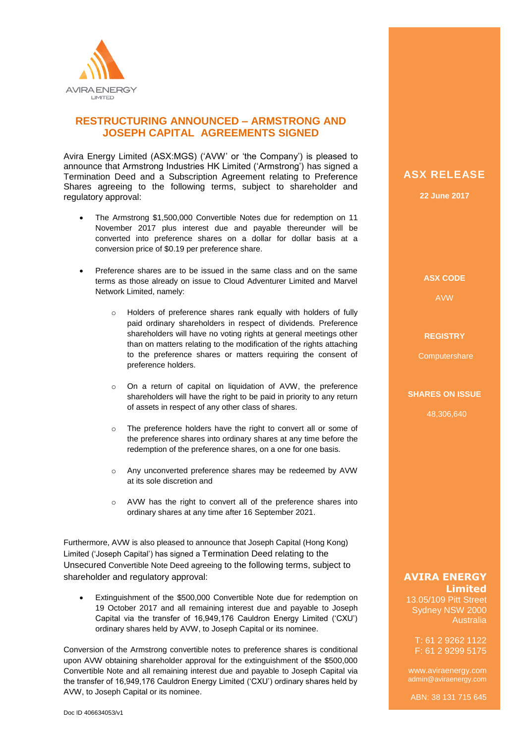AVIRA ENERGY
LIMITED

# RESTRUCTURING ANNOUNCED – ARMSTRONG AND JOSEPH CAPITAL AGREEMENTS SIGNED

Avira Energy Limited (ASX:MGS) ('AVW' or 'the Company') is pleased to announce that Armstrong Industries HK Limited ('Armstrong') has signed a Termination Deed and a Subscription Agreement relating to Preference Shares agreeing to the following terms, subject to shareholder and regulatory approval:

- The Armstrong $1,500,000 Convertible Notes due for redemption on 11 November 2017 plus interest due and payable thereunder will be converted into preference shares on a dollar for dollar basis at a conversion price of $0.19 per preference share.
- Preference shares are to be issued in the same class and on the same terms as those already on issue to Cloud Adventurer Limited and Marvel Network Limited, namely:
  - Holders of preference shares rank equally with holders of fully paid ordinary shareholders in respect of dividends. Preference shareholders will have no voting rights at general meetings other than on matters relating to the modification of the rights attaching to the preference shares or matters requiring the consent of preference holders.
  - On a return of capital on liquidation of AVW, the preference shareholders will have the right to be paid in priority to any return of assets in respect of any other class of shares.
  - The preference holders have the right to convert all or some of the preference shares into ordinary shares at any time before the redemption of the preference shares, on a one for one basis.
  - Any unconverted preference shares may be redeemed by AVW at its sole discretion and
  - AVW has the right to convert all of the preference shares into ordinary shares at any time after 16 September 2021.

Furthermore, AVW is also pleased to announce that Joseph Capital (Hong Kong) Limited ('Joseph Capital') has signed a Termination Deed relating to the Unsecured Convertible Note Deed agreeing to the following terms, subject to shareholder and regulatory approval:

- Extinguishment of the $500,000 Convertible Note due for redemption on 19 October 2017 and all remaining interest due and payable to Joseph Capital via the transfer of 16,949,176 Cauldron Energy Limited ('CXU') ordinary shares held by AVW, to Joseph Capital or its nominee.

Conversion of the Armstrong convertible notes to preference shares is conditional upon AVW obtaining shareholder approval for the extinguishment of the $500,000 Convertible Note and all remaining interest due and payable to Joseph Capital via the transfer of 16,949,176 Cauldron Energy Limited ('CXU') ordinary shares held by AVW, to Joseph Capital or its nominee.

**ASX RELEASE**

**22 June 2017**

**ASX CODE**

AVW

**REGISTRY**

Computershare

**SHARES ON ISSUE**

48,306,640

**AVIRA ENERGY Limited**
13.05/109 Pitt Street
Sydney NSW 2000
Australia

T: 61 2 9262 1122
F: 61 2 9299 5175

www.aviraenergy.com
admin@aviraenergy.com

ABN: 38 131 715 645

Doc ID 406634053/v1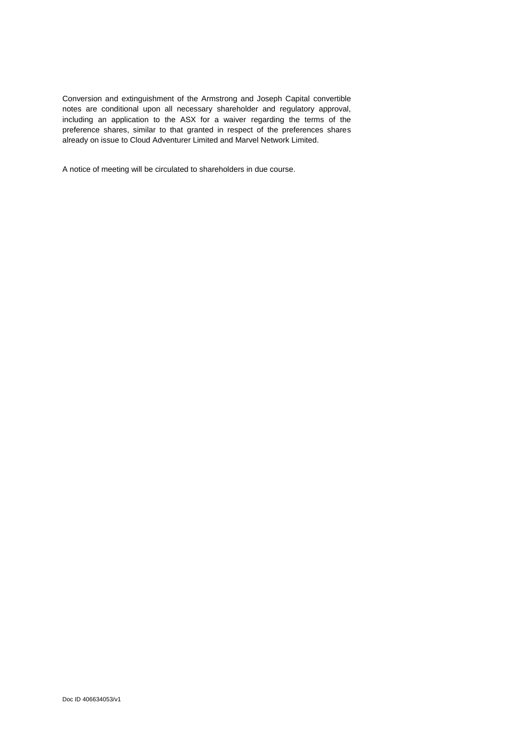Conversion and extinguishment of the Armstrong and Joseph Capital convertible notes are conditional upon all necessary shareholder and regulatory approval, including an application to the ASX for a waiver regarding the terms of the preference shares, similar to that granted in respect of the preferences shares already on issue to Cloud Adventurer Limited and Marvel Network Limited.

A notice of meeting will be circulated to shareholders in due course.